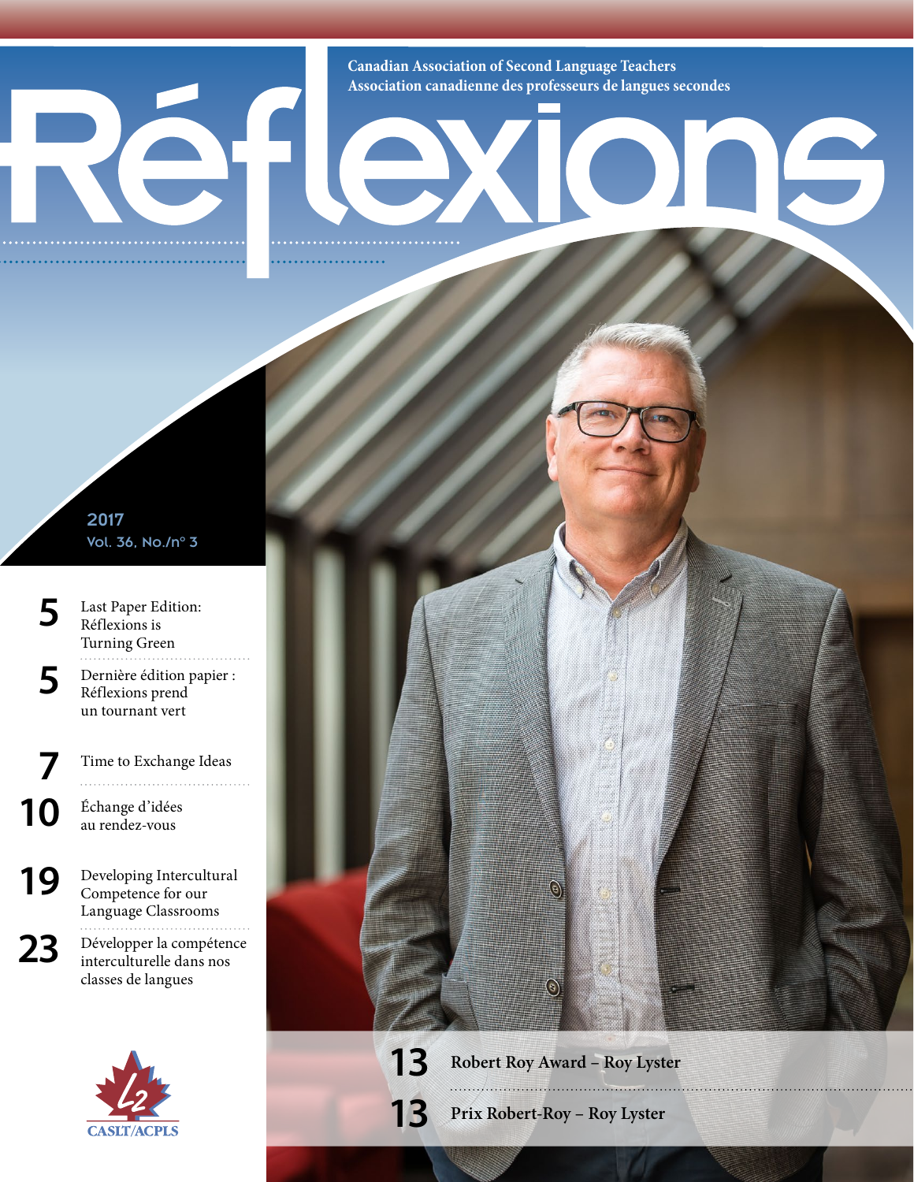Canadian Association of Second Language Teachers
Association canadienne des professeurs de langues secondes

# Réflexions

2017
Vol. 36, No./n° 3

**5** Last Paper Edition: Réflexions is Turning Green

**5** Dernière édition papier : Réflexions prend un tournant vert

**7** Time to Exchange Ideas

**10** Échange d'idées au rendez-vous

**19** Developing Intercultural Competence for our Language Classrooms

**23** Développer la compétence interculturelle dans nos classes de langues

**13** Robert Roy Award – Roy Lyster

**13** Prix Robert-Roy – Roy Lyster

CASLT/ACPLS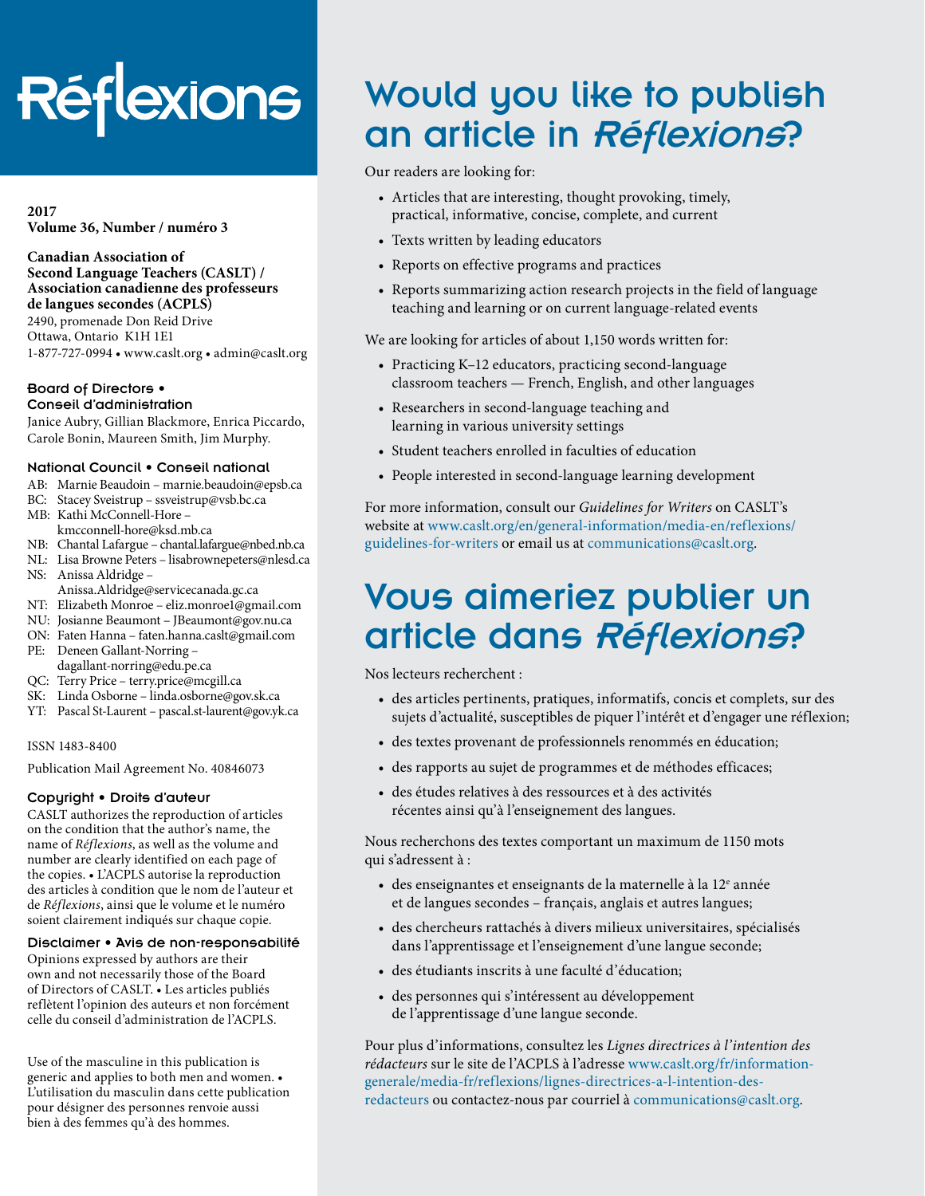# Réflexions

**2017**
**Volume 36, Number / numéro 3**

**Canadian Association of Second Language Teachers (CASLT) / Association canadienne des professeurs de langues secondes (ACPLS)**
2490, promenade Don Reid Drive
Ottawa, Ontario K1H 1E1
1-877-727-0994 • www.caslt.org • admin@caslt.org

### Board of Directors • Conseil d'administration

Janice Aubry, Gillian Blackmore, Enrica Piccardo, Carole Bonin, Maureen Smith, Jim Murphy.

### National Council • Conseil national

AB: Marnie Beaudoin – marnie.beaudoin@epsb.ca
BC: Stacey Sveistrup – ssveistrup@vsb.bc.ca
MB: Kathi McConnell-Hore – kmcconnell-hore@ksd.mb.ca
NB: Chantal Lafargue – chantal.lafargue@nbed.nb.ca
NL: Lisa Browne Peters – lisabrownepeters@nlesd.ca
NS: Anissa Aldridge – Anissa.Aldridge@servicecanada.gc.ca
NT: Elizabeth Monroe – eliz.monroe1@gmail.com
NU: Josianne Beaumont – JBeaumont@gov.nu.ca
ON: Faten Hanna – faten.hanna.caslt@gmail.com
PE: Deneen Gallant-Norring – dagallant-norring@edu.pe.ca
QC: Terry Price – terry.price@mcgill.ca
SK: Linda Osborne – linda.osborne@gov.sk.ca
YT: Pascal St-Laurent – pascal.st-laurent@gov.yk.ca

ISSN 1483-8400

Publication Mail Agreement No. 40846073

### Copyright • Droits d'auteur

CASLT authorizes the reproduction of articles on the condition that the author's name, the name of *Réflexions*, as well as the volume and number are clearly identified on each page of the copies. • L'ACPLS autorise la reproduction des articles à condition que le nom de l'auteur et de *Réflexions*, ainsi que le volume et le numéro soient clairement indiqués sur chaque copie.

### Disclaimer • Avis de non-responsabilité

Opinions expressed by authors are their own and not necessarily those of the Board of Directors of CASLT. • Les articles publiés reflètent l'opinion des auteurs et non forcément celle du conseil d'administration de l'ACPLS.

Use of the masculine in this publication is generic and applies to both men and women. • L'utilisation du masculin dans cette publication pour désigner des personnes renvoie aussi bien à des femmes qu'à des hommes.

## Would you like to publish an article in *Réflexions*?

Our readers are looking for:

- Articles that are interesting, thought provoking, timely, practical, informative, concise, complete, and current
- Texts written by leading educators
- Reports on effective programs and practices
- Reports summarizing action research projects in the field of language teaching and learning or on current language-related events

We are looking for articles of about 1,150 words written for:

- Practicing K–12 educators, practicing second-language classroom teachers — French, English, and other languages
- Researchers in second-language teaching and learning in various university settings
- Student teachers enrolled in faculties of education
- People interested in second-language learning development

For more information, consult our *Guidelines for Writers* on CASLT's website at www.caslt.org/en/general-information/media-en/reflexions/guidelines-for-writers or email us at communications@caslt.org.

## Vous aimeriez publier un article dans *Réflexions*?

Nos lecteurs recherchent :

- des articles pertinents, pratiques, informatifs, concis et complets, sur des sujets d'actualité, susceptibles de piquer l'intérêt et d'engager une réflexion;
- des textes provenant de professionnels renommés en éducation;
- des rapports au sujet de programmes et de méthodes efficaces;
- des études relatives à des ressources et à des activités récentes ainsi qu'à l'enseignement des langues.

Nous recherchons des textes comportant un maximum de 1150 mots qui s'adressent à :

- des enseignantes et enseignants de la maternelle à la 12e année et de langues secondes – français, anglais et autres langues;
- des chercheurs rattachés à divers milieux universitaires, spécialisés dans l'apprentissage et l'enseignement d'une langue seconde;
- des étudiants inscrits à une faculté d'éducation;
- des personnes qui s'intéressent au développement de l'apprentissage d'une langue seconde.

Pour plus d'informations, consultez les *Lignes directrices à l'intention des rédacteurs* sur le site de l'ACPLS à l'adresse www.caslt.org/fr/information-generale/media-fr/reflexions/lignes-directrices-a-l-intention-des-redacteurs ou contactez-nous par courriel à communications@caslt.org.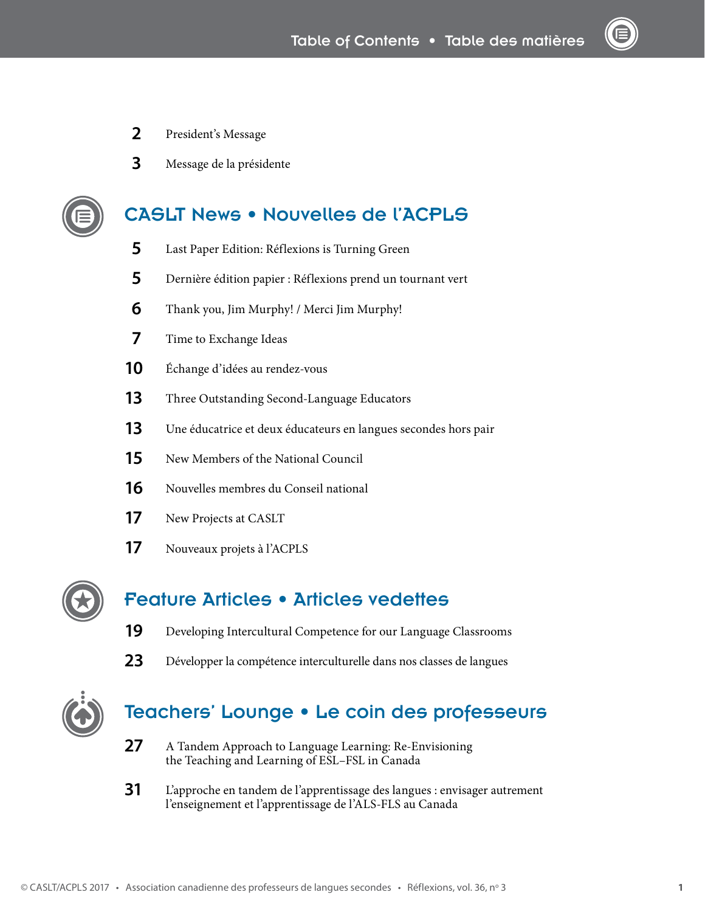# Table of Contents • Table des matières

**2** President's Message

**3** Message de la présidente

## CASLT News • Nouvelles de l'ACPLS

**5** Last Paper Edition: Réflexions is Turning Green

**5** Dernière édition papier : Réflexions prend un tournant vert

**6** Thank you, Jim Murphy! / Merci Jim Murphy!

**7** Time to Exchange Ideas

**10** Échange d'idées au rendez-vous

**13** Three Outstanding Second-Language Educators

**13** Une éducatrice et deux éducateurs en langues secondes hors pair

**15** New Members of the National Council

**16** Nouvelles membres du Conseil national

**17** New Projects at CASLT

**17** Nouveaux projets à l'ACPLS

## Feature Articles • Articles vedettes

**19** Developing Intercultural Competence for our Language Classrooms

**23** Développer la compétence interculturelle dans nos classes de langues

## Teachers' Lounge • Le coin des professeurs

**27** A Tandem Approach to Language Learning: Re-Envisioning the Teaching and Learning of ESL–FSL in Canada

**31** L'approche en tandem de l'apprentissage des langues : envisager autrement l'enseignement et l'apprentissage de l'ALS-FLS au Canada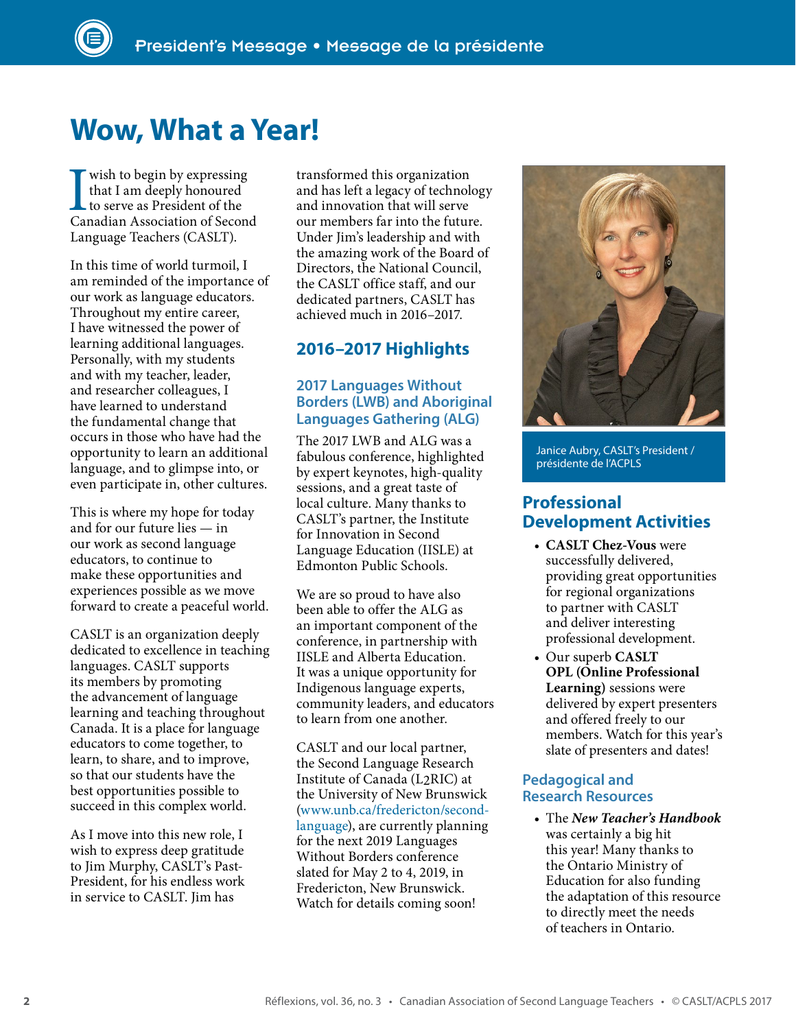# Wow, What a Year!

I wish to begin by expressing that I am deeply honoured to serve as President of the Canadian Association of Second Language Teachers (CASLT).

In this time of world turmoil, I am reminded of the importance of our work as language educators. Throughout my entire career, I have witnessed the power of learning additional languages. Personally, with my students and with my teacher, leader, and researcher colleagues, I have learned to understand the fundamental change that occurs in those who have had the opportunity to learn an additional language, and to glimpse into, or even participate in, other cultures.

This is where my hope for today and for our future lies — in our work as second language educators, to continue to make these opportunities and experiences possible as we move forward to create a peaceful world.

CASLT is an organization deeply dedicated to excellence in teaching languages. CASLT supports its members by promoting the advancement of language learning and teaching throughout Canada. It is a place for language educators to come together, to learn, to share, and to improve, so that our students have the best opportunities possible to succeed in this complex world.

As I move into this new role, I wish to express deep gratitude to Jim Murphy, CASLT's Past-President, for his endless work in service to CASLT. Jim has transformed this organization and has left a legacy of technology and innovation that will serve our members far into the future. Under Jim's leadership and with the amazing work of the Board of Directors, the National Council, the CASLT office staff, and our dedicated partners, CASLT has achieved much in 2016–2017.

## 2016–2017 Highlights

### 2017 Languages Without Borders (LWB) and Aboriginal Languages Gathering (ALG)

The 2017 LWB and ALG was a fabulous conference, highlighted by expert keynotes, high-quality sessions, and a great taste of local culture. Many thanks to CASLT's partner, the Institute for Innovation in Second Language Education (IISLE) at Edmonton Public Schools.

We are so proud to have also been able to offer the ALG as an important component of the conference, in partnership with IISLE and Alberta Education. It was a unique opportunity for Indigenous language experts, community leaders, and educators to learn from one another.

CASLT and our local partner, the Second Language Research Institute of Canada (L2RIC) at the University of New Brunswick (www.unb.ca/fredericton/second-language), are currently planning for the next 2019 Languages Without Borders conference slated for May 2 to 4, 2019, in Fredericton, New Brunswick. Watch for details coming soon!

Janice Aubry, CASLT's President / présidente de l'ACPLS

## Professional Development Activities

- **CASLT Chez-Vous** were successfully delivered, providing great opportunities for regional organizations to partner with CASLT and deliver interesting professional development.
- Our superb **CASLT OPL (Online Professional Learning)** sessions were delivered by expert presenters and offered freely to our members. Watch for this year's slate of presenters and dates!

### Pedagogical and Research Resources

- The ***New Teacher's Handbook*** was certainly a big hit this year! Many thanks to the Ontario Ministry of Education for also funding the adaptation of this resource to directly meet the needs of teachers in Ontario.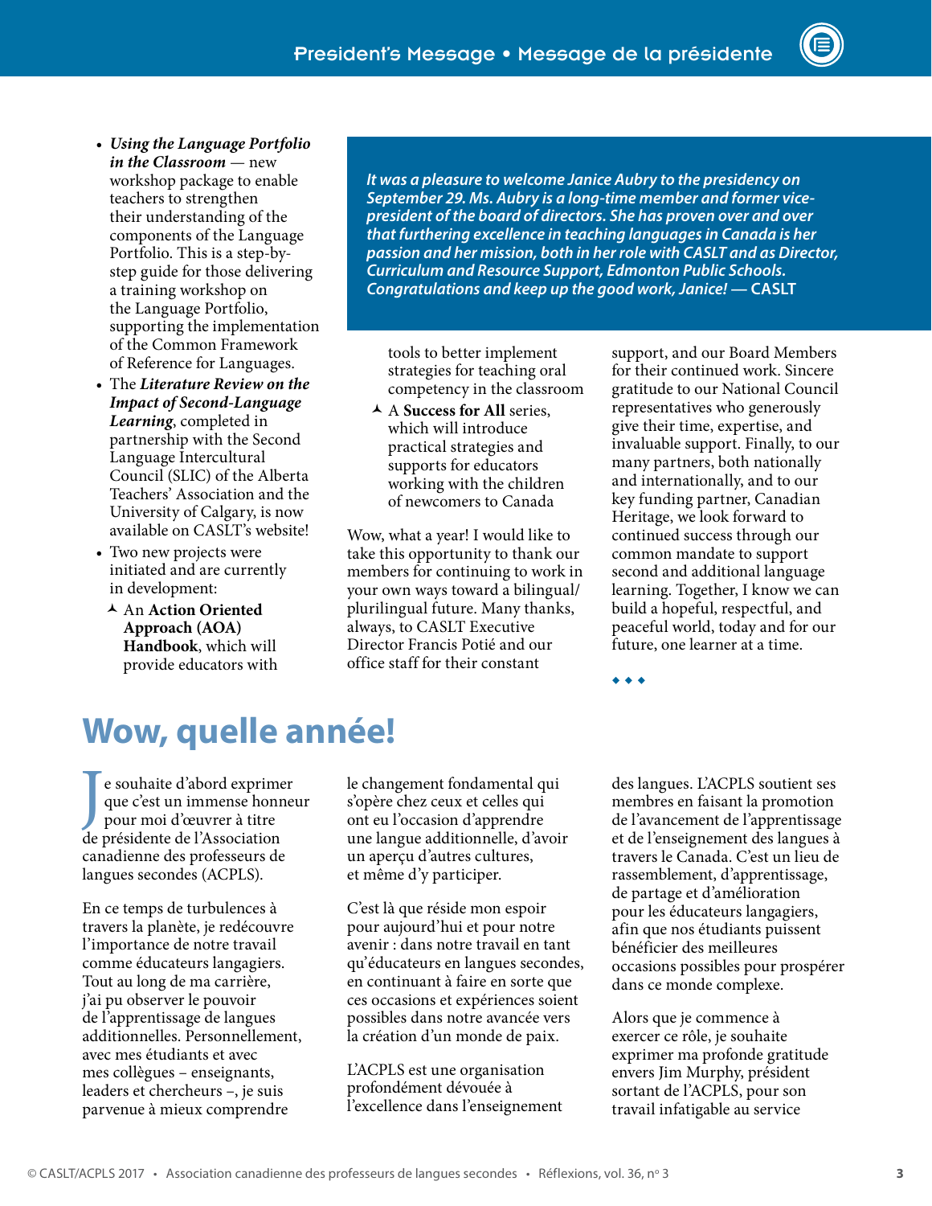- ***Using the Language Portfolio in the Classroom*** — new workshop package to enable teachers to strengthen their understanding of the components of the Language Portfolio. This is a step-by-step guide for those delivering a training workshop on the Language Portfolio, supporting the implementation of the Common Framework of Reference for Languages.
- The ***Literature Review on the Impact of Second-Language Learning***, completed in partnership with the Second Language Intercultural Council (SLIC) of the Alberta Teachers' Association and the University of Calgary, is now available on CASLT's website!
- Two new projects were initiated and are currently in development:
  - An **Action Oriented Approach (AOA) Handbook**, which will provide educators with tools to better implement strategies for teaching oral competency in the classroom
  - A **Success for All** series, which will introduce practical strategies and supports for educators working with the children of newcomers to Canada

*It was a pleasure to welcome Janice Aubry to the presidency on September 29. Ms. Aubry is a long-time member and former vice-president of the board of directors. She has proven over and over that furthering excellence in teaching languages in Canada is her passion and her mission, both in her role with CASLT and as Director, Curriculum and Resource Support, Edmonton Public Schools. Congratulations and keep up the good work, Janice!* — CASLT

Wow, what a year! I would like to take this opportunity to thank our members for continuing to work in your own ways toward a bilingual/plurilingual future. Many thanks, always, to CASLT Executive Director Francis Potié and our office staff for their constant support, and our Board Members for their continued work. Sincere gratitude to our National Council representatives who generously give their time, expertise, and invaluable support. Finally, to our many partners, both nationally and internationally, and to our key funding partner, Canadian Heritage, we look forward to continued success through our common mandate to support second and additional language learning. Together, I know we can build a hopeful, respectful, and peaceful world, today and for our future, one learner at a time.

◆ ◆ ◆

# Wow, quelle année!

Je souhaite d'abord exprimer que c'est un immense honneur pour moi d'œuvrer à titre de présidente de l'Association canadienne des professeurs de langues secondes (ACPLS).

En ce temps de turbulences à travers la planète, je redécouvre l'importance de notre travail comme éducateurs langagiers. Tout au long de ma carrière, j'ai pu observer le pouvoir de l'apprentissage de langues additionnelles. Personnellement, avec mes étudiants et avec mes collègues – enseignants, leaders et chercheurs –, je suis parvenue à mieux comprendre le changement fondamental qui s'opère chez ceux et celles qui ont eu l'occasion d'apprendre une langue additionnelle, d'avoir un aperçu d'autres cultures, et même d'y participer.

C'est là que réside mon espoir pour aujourd'hui et pour notre avenir : dans notre travail en tant qu'éducateurs en langues secondes, en continuant à faire en sorte que ces occasions et expériences soient possibles dans notre avancée vers la création d'un monde de paix.

L'ACPLS est une organisation profondément dévouée à l'excellence dans l'enseignement des langues. L'ACPLS soutient ses membres en faisant la promotion de l'avancement de l'apprentissage et de l'enseignement des langues à travers le Canada. C'est un lieu de rassemblement, d'apprentissage, de partage et d'amélioration pour les éducateurs langagiers, afin que nos étudiants puissent bénéficier des meilleures occasions possibles pour prospérer dans ce monde complexe.

Alors que je commence à exercer ce rôle, je souhaite exprimer ma profonde gratitude envers Jim Murphy, président sortant de l'ACPLS, pour son travail infatigable au service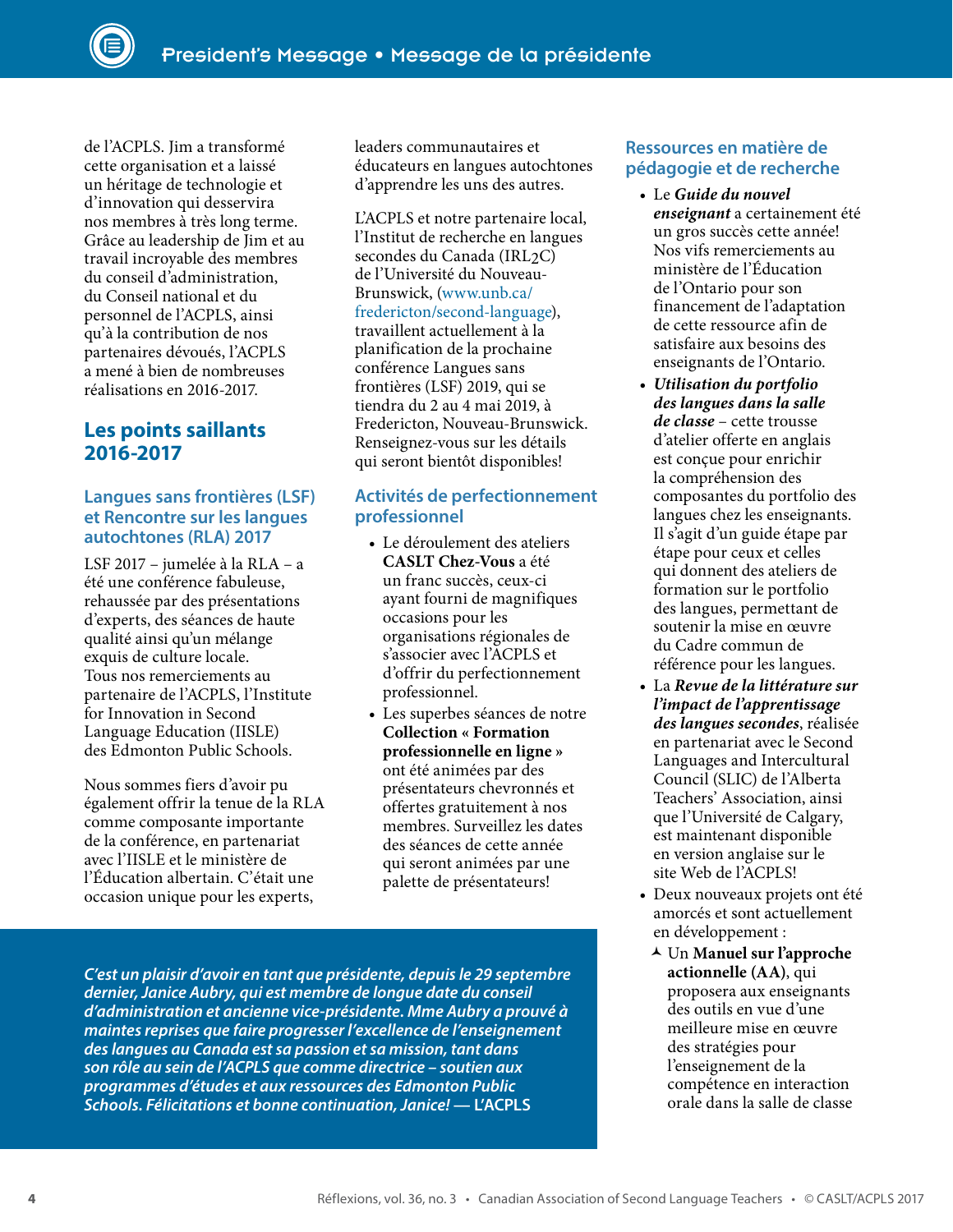de l'ACPLS. Jim a transformé cette organisation et a laissé un héritage de technologie et d'innovation qui desservira nos membres à très long terme. Grâce au leadership de Jim et au travail incroyable des membres du conseil d'administration, du Conseil national et du personnel de l'ACPLS, ainsi qu'à la contribution de nos partenaires dévoués, l'ACPLS a mené à bien de nombreuses réalisations en 2016-2017.

## Les points saillants 2016-2017

### Langues sans frontières (LSF) et Rencontre sur les langues autochtones (RLA) 2017

LSF 2017 – jumelée à la RLA – a été une conférence fabuleuse, rehaussée par des présentations d'experts, des séances de haute qualité ainsi qu'un mélange exquis de culture locale. Tous nos remerciements au partenaire de l'ACPLS, l'Institute for Innovation in Second Language Education (IISLE) des Edmonton Public Schools.

Nous sommes fiers d'avoir pu également offrir la tenue de la RLA comme composante importante de la conférence, en partenariat avec l'IISLE et le ministère de l'Éducation albertain. C'était une occasion unique pour les experts, leaders communautaires et éducateurs en langues autochtones d'apprendre les uns des autres.

L'ACPLS et notre partenaire local, l'Institut de recherche en langues secondes du Canada (IRL2C) de l'Université du Nouveau-Brunswick, (www.unb.ca/fredericton/second-language), travaillent actuellement à la planification de la prochaine conférence Langues sans frontières (LSF) 2019, qui se tiendra du 2 au 4 mai 2019, à Fredericton, Nouveau-Brunswick. Renseignez-vous sur les détails qui seront bientôt disponibles!

### Activités de perfectionnement professionnel

- Le déroulement des ateliers **CASLT Chez-Vous** a été un franc succès, ceux-ci ayant fourni de magnifiques occasions pour les organisations régionales de s'associer avec l'ACPLS et d'offrir du perfectionnement professionnel.
- Les superbes séances de notre **Collection « Formation professionnelle en ligne »** ont été animées par des présentateurs chevronnés et offertes gratuitement à nos membres. Surveillez les dates des séances de cette année qui seront animées par une palette de présentateurs!

*C'est un plaisir d'avoir en tant que présidente, depuis le 29 septembre dernier, Janice Aubry, qui est membre de longue date du conseil d'administration et ancienne vice-présidente. Mme Aubry a prouvé à maintes reprises que faire progresser l'excellence de l'enseignement des langues au Canada est sa passion et sa mission, tant dans son rôle au sein de l'ACPLS que comme directrice – soutien aux programmes d'études et aux ressources des Edmonton Public Schools. Félicitations et bonne continuation, Janice!* — L'ACPLS

### Ressources en matière de pédagogie et de recherche

- Le ***Guide du nouvel enseignant*** a certainement été un gros succès cette année! Nos vifs remerciements au ministère de l'Éducation de l'Ontario pour son financement de l'adaptation de cette ressource afin de satisfaire aux besoins des enseignants de l'Ontario.
- ***Utilisation du portfolio des langues dans la salle de classe*** – cette trousse d'atelier offerte en anglais est conçue pour enrichir la compréhension des composantes du portfolio des langues chez les enseignants. Il s'agit d'un guide étape par étape pour ceux et celles qui donnent des ateliers de formation sur le portfolio des langues, permettant de soutenir la mise en œuvre du Cadre commun de référence pour les langues.
- La ***Revue de la littérature sur l'impact de l'apprentissage des langues secondes***, réalisée en partenariat avec le Second Languages and Intercultural Council (SLIC) de l'Alberta Teachers' Association, ainsi que l'Université de Calgary, est maintenant disponible en version anglaise sur le site Web de l'ACPLS!
- Deux nouveaux projets ont été amorcés et sont actuellement en développement :
  - Un **Manuel sur l'approche actionnelle (AA)**, qui proposera aux enseignants des outils en vue d'une meilleure mise en œuvre des stratégies pour l'enseignement de la compétence en interaction orale dans la salle de classe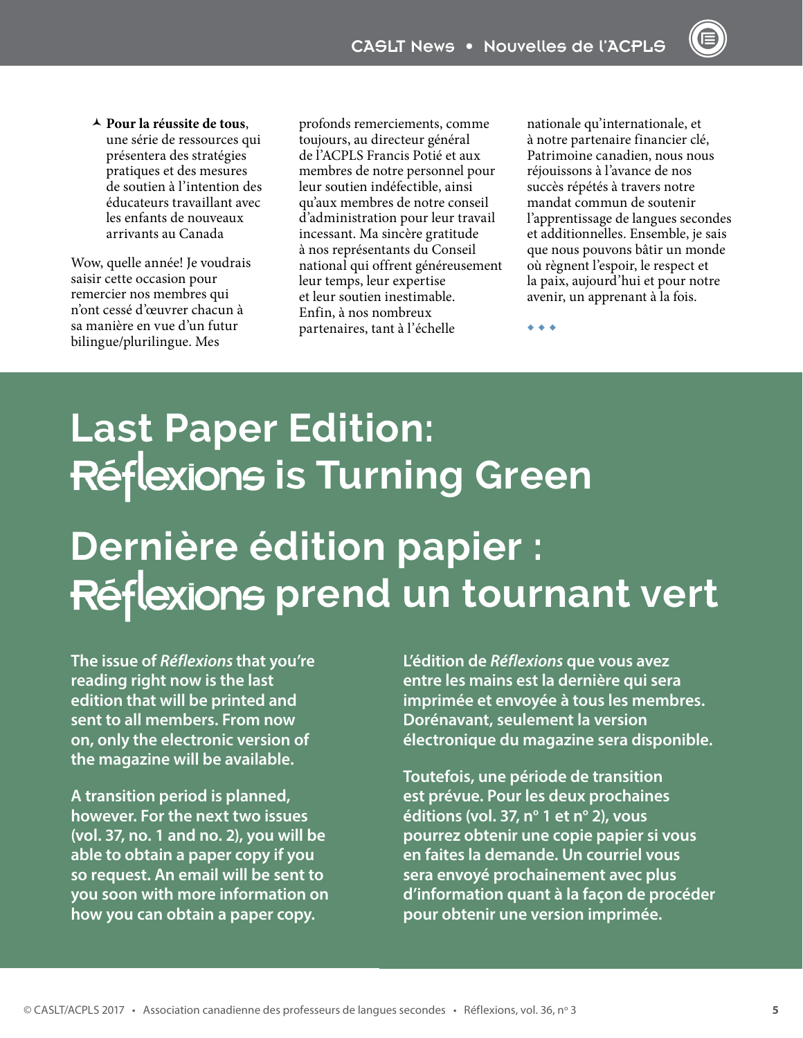- **Pour la réussite de tous**, une série de ressources qui présentera des stratégies pratiques et des mesures de soutien à l'intention des éducateurs travaillant avec les enfants de nouveaux arrivants au Canada

Wow, quelle année! Je voudrais saisir cette occasion pour remercier nos membres qui n'ont cessé d'œuvrer chacun à sa manière en vue d'un futur bilingue/plurilingue. Mes profonds remerciements, comme toujours, au directeur général de l'ACPLS Francis Potié et aux membres de notre personnel pour leur soutien indéfectible, ainsi qu'aux membres de notre conseil d'administration pour leur travail incessant. Ma sincère gratitude à nos représentants du Conseil national qui offrent généreusement leur temps, leur expertise et leur soutien inestimable. Enfin, à nos nombreux partenaires, tant à l'échelle nationale qu'internationale, et à notre partenaire financier clé, Patrimoine canadien, nous nous réjouissons à l'avance de nos succès répétés à travers notre mandat commun de soutenir l'apprentissage de langues secondes et additionnelles. Ensemble, je sais que nous pouvons bâtir un monde où règnent l'espoir, le respect et la paix, aujourd'hui et pour notre avenir, un apprenant à la fois.

◆ ◆ ◆

# Last Paper Edition: Réflexions is Turning Green

# Dernière édition papier : Réflexions prend un tournant vert

**The issue of *Réflexions* that you're reading right now is the last edition that will be printed and sent to all members. From now on, only the electronic version of the magazine will be available.**

**A transition period is planned, however. For the next two issues (vol. 37, no. 1 and no. 2), you will be able to obtain a paper copy if you so request. An email will be sent to you soon with more information on how you can obtain a paper copy.**

**L'édition de *Réflexions* que vous avez entre les mains est la dernière qui sera imprimée et envoyée à tous les membres. Dorénavant, seulement la version électronique du magazine sera disponible.**

**Toutefois, une période de transition est prévue. Pour les deux prochaines éditions (vol. 37, nº 1 et nº 2), vous pourrez obtenir une copie papier si vous en faites la demande. Un courriel vous sera envoyé prochainement avec plus d'information quant à la façon de procéder pour obtenir une version imprimée.**